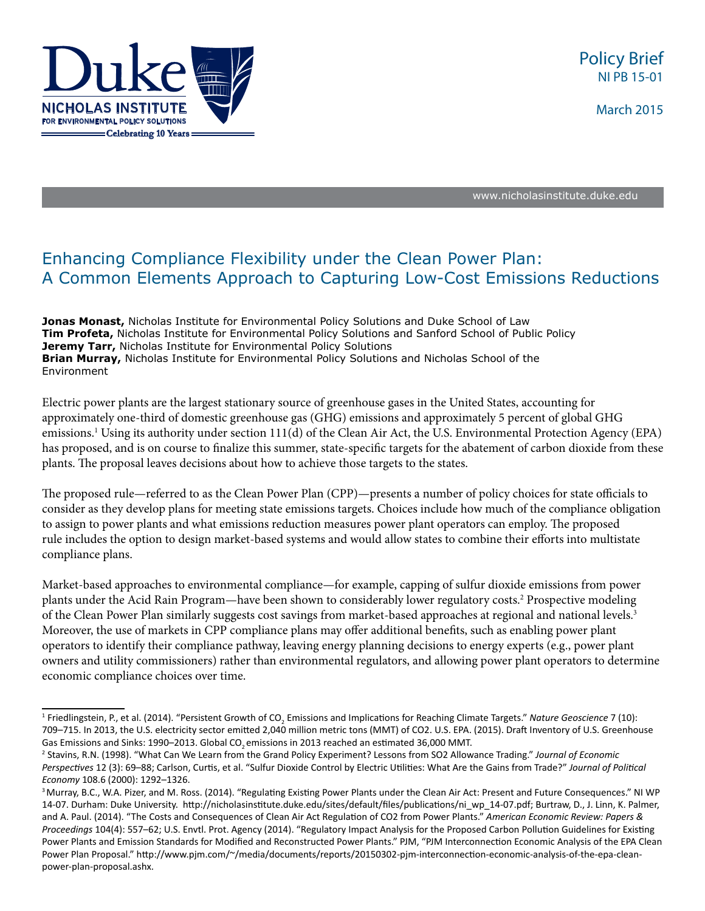Policy Brief
NI PB 15-01

March 2015

www.nicholasinstitute.duke.edu

# Enhancing Compliance Flexibility under the Clean Power Plan: A Common Elements Approach to Capturing Low-Cost Emissions Reductions

**Jonas Monast,** Nicholas Institute for Environmental Policy Solutions and Duke School of Law
**Tim Profeta,** Nicholas Institute for Environmental Policy Solutions and Sanford School of Public Policy
**Jeremy Tarr,** Nicholas Institute for Environmental Policy Solutions
**Brian Murray,** Nicholas Institute for Environmental Policy Solutions and Nicholas School of the Environment

Electric power plants are the largest stationary source of greenhouse gases in the United States, accounting for approximately one-third of domestic greenhouse gas (GHG) emissions and approximately 5 percent of global GHG emissions.[1] Using its authority under section 111(d) of the Clean Air Act, the U.S. Environmental Protection Agency (EPA) has proposed, and is on course to finalize this summer, state-specific targets for the abatement of carbon dioxide from these plants. The proposal leaves decisions about how to achieve those targets to the states.

The proposed rule—referred to as the Clean Power Plan (CPP)—presents a number of policy choices for state officials to consider as they develop plans for meeting state emissions targets. Choices include how much of the compliance obligation to assign to power plants and what emissions reduction measures power plant operators can employ. The proposed rule includes the option to design market-based systems and would allow states to combine their efforts into multistate compliance plans.

Market-based approaches to environmental compliance—for example, capping of sulfur dioxide emissions from power plants under the Acid Rain Program—have been shown to considerably lower regulatory costs.[2] Prospective modeling of the Clean Power Plan similarly suggests cost savings from market-based approaches at regional and national levels.[3] Moreover, the use of markets in CPP compliance plans may offer additional benefits, such as enabling power plant operators to identify their compliance pathway, leaving energy planning decisions to energy experts (e.g., power plant owners and utility commissioners) rather than environmental regulators, and allowing power plant operators to determine economic compliance choices over time.

---

[1] Friedlingstein, P., et al. (2014). "Persistent Growth of $CO_2$ Emissions and Implications for Reaching Climate Targets." *Nature Geoscience* 7 (10): 709–715. In 2013, the U.S. electricity sector emitted 2,040 million metric tons (MMT) of CO2. U.S. EPA. (2015). Draft Inventory of U.S. Greenhouse Gas Emissions and Sinks: 1990–2013. Global $CO_2$ emissions in 2013 reached an estimated 36,000 MMT.

[2] Stavins, R.N. (1998). "What Can We Learn from the Grand Policy Experiment? Lessons from SO2 Allowance Trading." *Journal of Economic Perspectives* 12 (3): 69–88; Carlson, Curtis, et al. "Sulfur Dioxide Control by Electric Utilities: What Are the Gains from Trade?" *Journal of Political Economy* 108.6 (2000): 1292–1326.

[3] Murray, B.C., W.A. Pizer, and M. Ross. (2014). "Regulating Existing Power Plants under the Clean Air Act: Present and Future Consequences." NI WP 14-07. Durham: Duke University. http://nicholasinstitute.duke.edu/sites/default/files/publications/ni_wp_14-07.pdf; Burtraw, D., J. Linn, K. Palmer, and A. Paul. (2014). "The Costs and Consequences of Clean Air Act Regulation of CO2 from Power Plants." *American Economic Review: Papers & Proceedings* 104(4): 557–62; U.S. Envtl. Prot. Agency (2014). "Regulatory Impact Analysis for the Proposed Carbon Pollution Guidelines for Existing Power Plants and Emission Standards for Modified and Reconstructed Power Plants." PJM, "PJM Interconnection Economic Analysis of the EPA Clean Power Plan Proposal." http://www.pjm.com/~/media/documents/reports/20150302-pjm-interconnection-economic-analysis-of-the-epa-clean-power-plan-proposal.ashx.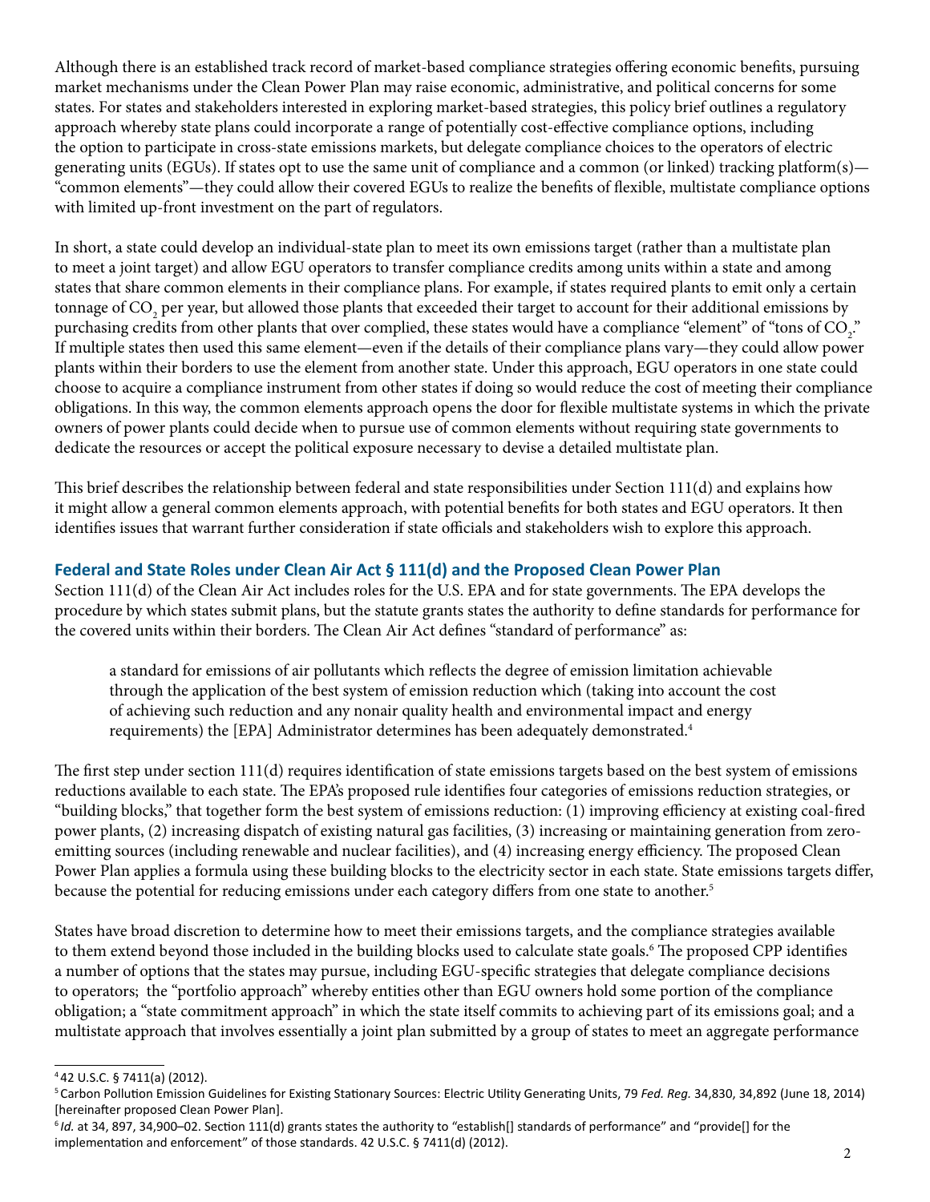Although there is an established track record of market-based compliance strategies offering economic benefits, pursuing market mechanisms under the Clean Power Plan may raise economic, administrative, and political concerns for some states. For states and stakeholders interested in exploring market-based strategies, this policy brief outlines a regulatory approach whereby state plans could incorporate a range of potentially cost-effective compliance options, including the option to participate in cross-state emissions markets, but delegate compliance choices to the operators of electric generating units (EGUs). If states opt to use the same unit of compliance and a common (or linked) tracking platform(s)—"common elements"—they could allow their covered EGUs to realize the benefits of flexible, multistate compliance options with limited up-front investment on the part of regulators.

In short, a state could develop an individual-state plan to meet its own emissions target (rather than a multistate plan to meet a joint target) and allow EGU operators to transfer compliance credits among units within a state and among states that share common elements in their compliance plans. For example, if states required plants to emit only a certain tonnage of $CO_2$ per year, but allowed those plants that exceeded their target to account for their additional emissions by purchasing credits from other plants that over complied, these states would have a compliance "element" of "tons of $CO_2$." If multiple states then used this same element—even if the details of their compliance plans vary—they could allow power plants within their borders to use the element from another state. Under this approach, EGU operators in one state could choose to acquire a compliance instrument from other states if doing so would reduce the cost of meeting their compliance obligations. In this way, the common elements approach opens the door for flexible multistate systems in which the private owners of power plants could decide when to pursue use of common elements without requiring state governments to dedicate the resources or accept the political exposure necessary to devise a detailed multistate plan.

This brief describes the relationship between federal and state responsibilities under Section 111(d) and explains how it might allow a general common elements approach, with potential benefits for both states and EGU operators. It then identifies issues that warrant further consideration if state officials and stakeholders wish to explore this approach.

## Federal and State Roles under Clean Air Act § 111(d) and the Proposed Clean Power Plan

Section 111(d) of the Clean Air Act includes roles for the U.S. EPA and for state governments. The EPA develops the procedure by which states submit plans, but the statute grants states the authority to define standards for performance for the covered units within their borders. The Clean Air Act defines "standard of performance" as:

> a standard for emissions of air pollutants which reflects the degree of emission limitation achievable through the application of the best system of emission reduction which (taking into account the cost of achieving such reduction and any nonair quality health and environmental impact and energy requirements) the [EPA] Administrator determines has been adequately demonstrated.[4]

The first step under section 111(d) requires identification of state emissions targets based on the best system of emissions reductions available to each state. The EPA's proposed rule identifies four categories of emissions reduction strategies, or "building blocks," that together form the best system of emissions reduction: (1) improving efficiency at existing coal-fired power plants, (2) increasing dispatch of existing natural gas facilities, (3) increasing or maintaining generation from zero-emitting sources (including renewable and nuclear facilities), and (4) increasing energy efficiency. The proposed Clean Power Plan applies a formula using these building blocks to the electricity sector in each state. State emissions targets differ, because the potential for reducing emissions under each category differs from one state to another.[5]

States have broad discretion to determine how to meet their emissions targets, and the compliance strategies available to them extend beyond those included in the building blocks used to calculate state goals.[6] The proposed CPP identifies a number of options that the states may pursue, including EGU-specific strategies that delegate compliance decisions to operators; the "portfolio approach" whereby entities other than EGU owners hold some portion of the compliance obligation; a "state commitment approach" in which the state itself commits to achieving part of its emissions goal; and a multistate approach that involves essentially a joint plan submitted by a group of states to meet an aggregate performance

---

[4] 42 U.S.C. § 7411(a) (2012).

[5] Carbon Pollution Emission Guidelines for Existing Stationary Sources: Electric Utility Generating Units, 79 *Fed. Reg.* 34,830, 34,892 (June 18, 2014) [hereinafter proposed Clean Power Plan].

[6] *Id.* at 34, 897, 34,900–02. Section 111(d) grants states the authority to "establish[] standards of performance" and "provide[] for the implementation and enforcement" of those standards. 42 U.S.C. § 7411(d) (2012).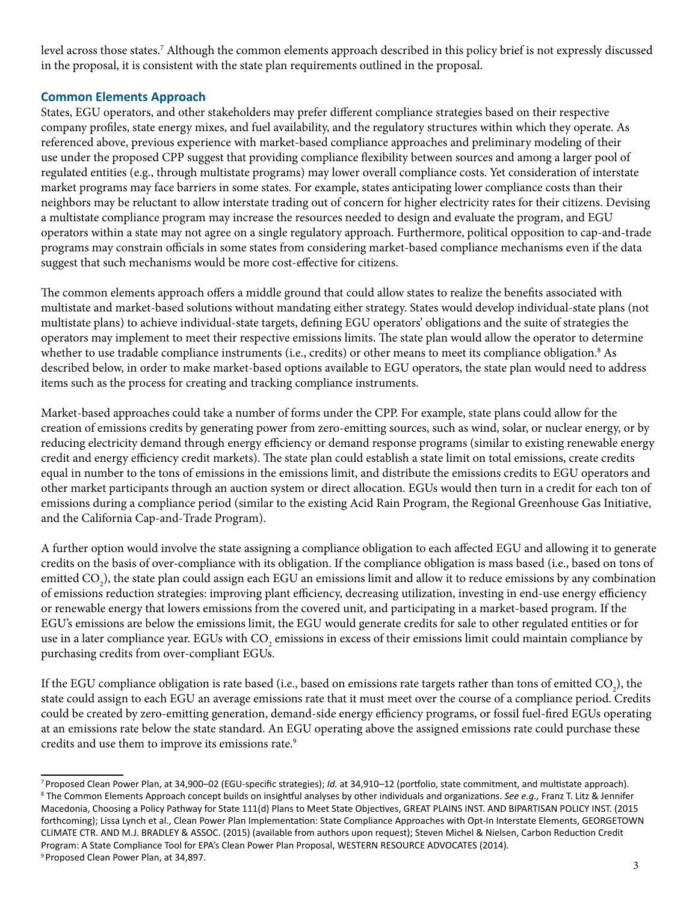level across those states.[7] Although the common elements approach described in this policy brief is not expressly discussed in the proposal, it is consistent with the state plan requirements outlined in the proposal.

## Common Elements Approach

States, EGU operators, and other stakeholders may prefer different compliance strategies based on their respective company profiles, state energy mixes, and fuel availability, and the regulatory structures within which they operate. As referenced above, previous experience with market-based compliance approaches and preliminary modeling of their use under the proposed CPP suggest that providing compliance flexibility between sources and among a larger pool of regulated entities (e.g., through multistate programs) may lower overall compliance costs. Yet consideration of interstate market programs may face barriers in some states. For example, states anticipating lower compliance costs than their neighbors may be reluctant to allow interstate trading out of concern for higher electricity rates for their citizens. Devising a multistate compliance program may increase the resources needed to design and evaluate the program, and EGU operators within a state may not agree on a single regulatory approach. Furthermore, political opposition to cap-and-trade programs may constrain officials in some states from considering market-based compliance mechanisms even if the data suggest that such mechanisms would be more cost-effective for citizens.

The common elements approach offers a middle ground that could allow states to realize the benefits associated with multistate and market-based solutions without mandating either strategy. States would develop individual-state plans (not multistate plans) to achieve individual-state targets, defining EGU operators' obligations and the suite of strategies the operators may implement to meet their respective emissions limits. The state plan would allow the operator to determine whether to use tradable compliance instruments (i.e., credits) or other means to meet its compliance obligation.[8] As described below, in order to make market-based options available to EGU operators, the state plan would need to address items such as the process for creating and tracking compliance instruments.

Market-based approaches could take a number of forms under the CPP. For example, state plans could allow for the creation of emissions credits by generating power from zero-emitting sources, such as wind, solar, or nuclear energy, or by reducing electricity demand through energy efficiency or demand response programs (similar to existing renewable energy credit and energy efficiency credit markets). The state plan could establish a state limit on total emissions, create credits equal in number to the tons of emissions in the emissions limit, and distribute the emissions credits to EGU operators and other market participants through an auction system or direct allocation. EGUs would then turn in a credit for each ton of emissions during a compliance period (similar to the existing Acid Rain Program, the Regional Greenhouse Gas Initiative, and the California Cap-and-Trade Program).

A further option would involve the state assigning a compliance obligation to each affected EGU and allowing it to generate credits on the basis of over-compliance with its obligation. If the compliance obligation is mass based (i.e., based on tons of emitted $CO_2$), the state plan could assign each EGU an emissions limit and allow it to reduce emissions by any combination of emissions reduction strategies: improving plant efficiency, decreasing utilization, investing in end-use energy efficiency or renewable energy that lowers emissions from the covered unit, and participating in a market-based program. If the EGU's emissions are below the emissions limit, the EGU would generate credits for sale to other regulated entities or for use in a later compliance year. EGUs with $CO_2$ emissions in excess of their emissions limit could maintain compliance by purchasing credits from over-compliant EGUs.

If the EGU compliance obligation is rate based (i.e., based on emissions rate targets rather than tons of emitted $CO_2$), the state could assign to each EGU an average emissions rate that it must meet over the course of a compliance period. Credits could be created by zero-emitting generation, demand-side energy efficiency programs, or fossil fuel-fired EGUs operating at an emissions rate below the state standard. An EGU operating above the assigned emissions rate could purchase these credits and use them to improve its emissions rate.[9]

---

[7] Proposed Clean Power Plan, at 34,900–02 (EGU-specific strategies); *Id.* at 34,910–12 (portfolio, state commitment, and multistate approach).

[8] The Common Elements Approach concept builds on insightful analyses by other individuals and organizations. *See e.g.,* Franz T. Litz & Jennifer Macedonia, Choosing a Policy Pathway for State 111(d) Plans to Meet State Objectives, GREAT PLAINS INST. AND BIPARTISAN POLICY INST. (2015 forthcoming); Lissa Lynch et al., Clean Power Plan Implementation: State Compliance Approaches with Opt-In Interstate Elements, GEORGETOWN CLIMATE CTR. AND M.J. BRADLEY & ASSOC. (2015) (available from authors upon request); Steven Michel & Nielsen, Carbon Reduction Credit Program: A State Compliance Tool for EPA's Clean Power Plan Proposal, WESTERN RESOURCE ADVOCATES (2014).

[9] Proposed Clean Power Plan, at 34,897.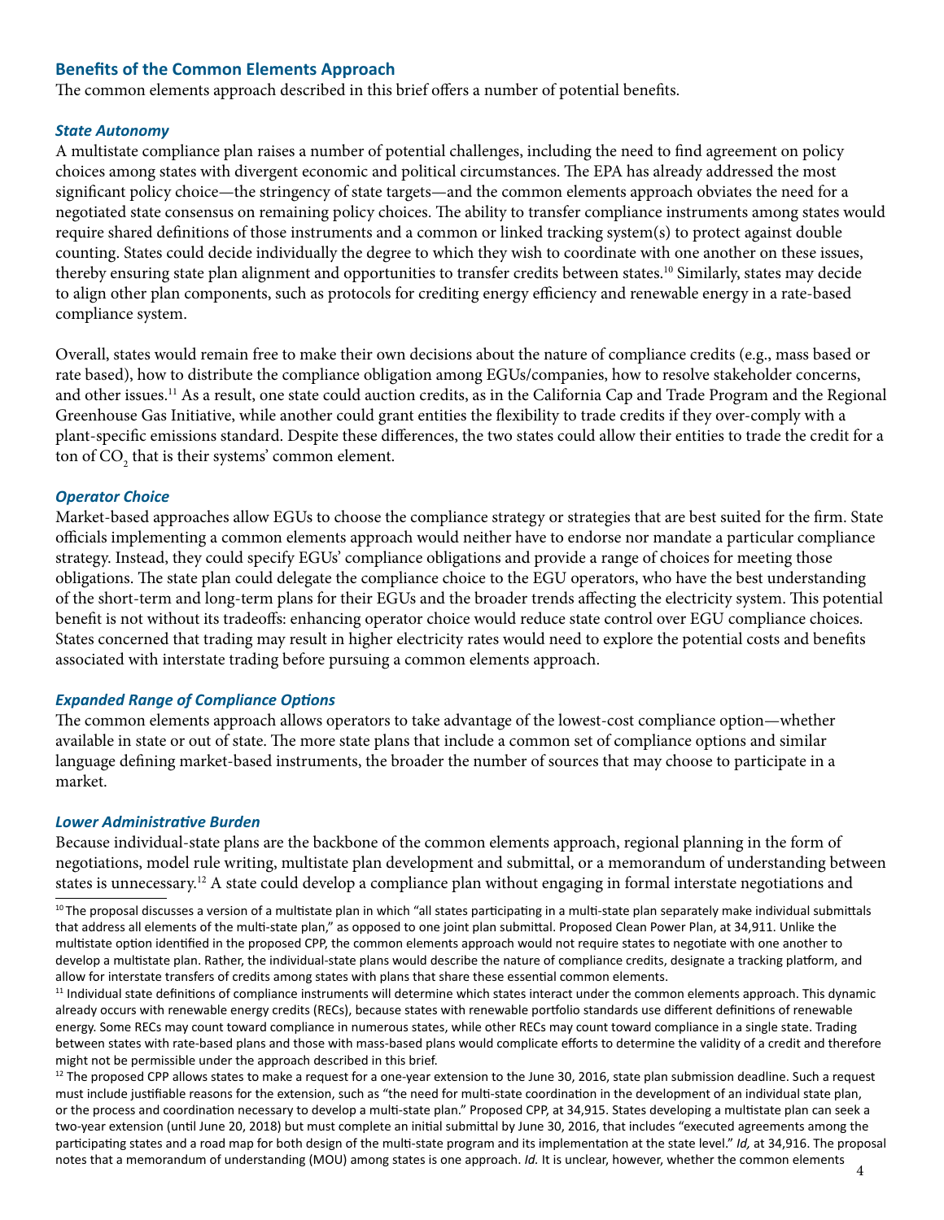## Benefits of the Common Elements Approach

The common elements approach described in this brief offers a number of potential benefits.

### *State Autonomy*

A multistate compliance plan raises a number of potential challenges, including the need to find agreement on policy choices among states with divergent economic and political circumstances. The EPA has already addressed the most significant policy choice—the stringency of state targets—and the common elements approach obviates the need for a negotiated state consensus on remaining policy choices. The ability to transfer compliance instruments among states would require shared definitions of those instruments and a common or linked tracking system(s) to protect against double counting. States could decide individually the degree to which they wish to coordinate with one another on these issues, thereby ensuring state plan alignment and opportunities to transfer credits between states.[10] Similarly, states may decide to align other plan components, such as protocols for crediting energy efficiency and renewable energy in a rate-based compliance system.

Overall, states would remain free to make their own decisions about the nature of compliance credits (e.g., mass based or rate based), how to distribute the compliance obligation among EGUs/companies, how to resolve stakeholder concerns, and other issues.[11] As a result, one state could auction credits, as in the California Cap and Trade Program and the Regional Greenhouse Gas Initiative, while another could grant entities the flexibility to trade credits if they over-comply with a plant-specific emissions standard. Despite these differences, the two states could allow their entities to trade the credit for a ton of $CO_2$ that is their systems' common element.

### *Operator Choice*

Market-based approaches allow EGUs to choose the compliance strategy or strategies that are best suited for the firm. State officials implementing a common elements approach would neither have to endorse nor mandate a particular compliance strategy. Instead, they could specify EGUs' compliance obligations and provide a range of choices for meeting those obligations. The state plan could delegate the compliance choice to the EGU operators, who have the best understanding of the short-term and long-term plans for their EGUs and the broader trends affecting the electricity system. This potential benefit is not without its tradeoffs: enhancing operator choice would reduce state control over EGU compliance choices. States concerned that trading may result in higher electricity rates would need to explore the potential costs and benefits associated with interstate trading before pursuing a common elements approach.

### *Expanded Range of Compliance Options*

The common elements approach allows operators to take advantage of the lowest-cost compliance option—whether available in state or out of state. The more state plans that include a common set of compliance options and similar language defining market-based instruments, the broader the number of sources that may choose to participate in a market.

### *Lower Administrative Burden*

Because individual-state plans are the backbone of the common elements approach, regional planning in the form of negotiations, model rule writing, multistate plan development and submittal, or a memorandum of understanding between states is unnecessary.[12] A state could develop a compliance plan without engaging in formal interstate negotiations and

---

[10] The proposal discusses a version of a multistate plan in which "all states participating in a multi-state plan separately make individual submittals that address all elements of the multi-state plan," as opposed to one joint plan submittal. Proposed Clean Power Plan, at 34,911. Unlike the multistate option identified in the proposed CPP, the common elements approach would not require states to negotiate with one another to develop a multistate plan. Rather, the individual-state plans would describe the nature of compliance credits, designate a tracking platform, and allow for interstate transfers of credits among states with plans that share these essential common elements.

[11] Individual state definitions of compliance instruments will determine which states interact under the common elements approach. This dynamic already occurs with renewable energy credits (RECs), because states with renewable portfolio standards use different definitions of renewable energy. Some RECs may count toward compliance in numerous states, while other RECs may count toward compliance in a single state. Trading between states with rate-based plans and those with mass-based plans would complicate efforts to determine the validity of a credit and therefore might not be permissible under the approach described in this brief.

[12] The proposed CPP allows states to make a request for a one-year extension to the June 30, 2016, state plan submission deadline. Such a request must include justifiable reasons for the extension, such as "the need for multi-state coordination in the development of an individual state plan, or the process and coordination necessary to develop a multi-state plan." Proposed CPP, at 34,915. States developing a multistate plan can seek a two-year extension (until June 20, 2018) but must complete an initial submittal by June 30, 2016, that includes "executed agreements among the participating states and a road map for both design of the multi-state program and its implementation at the state level." *Id,* at 34,916. The proposal notes that a memorandum of understanding (MOU) among states is one approach. *Id.* It is unclear, however, whether the common elements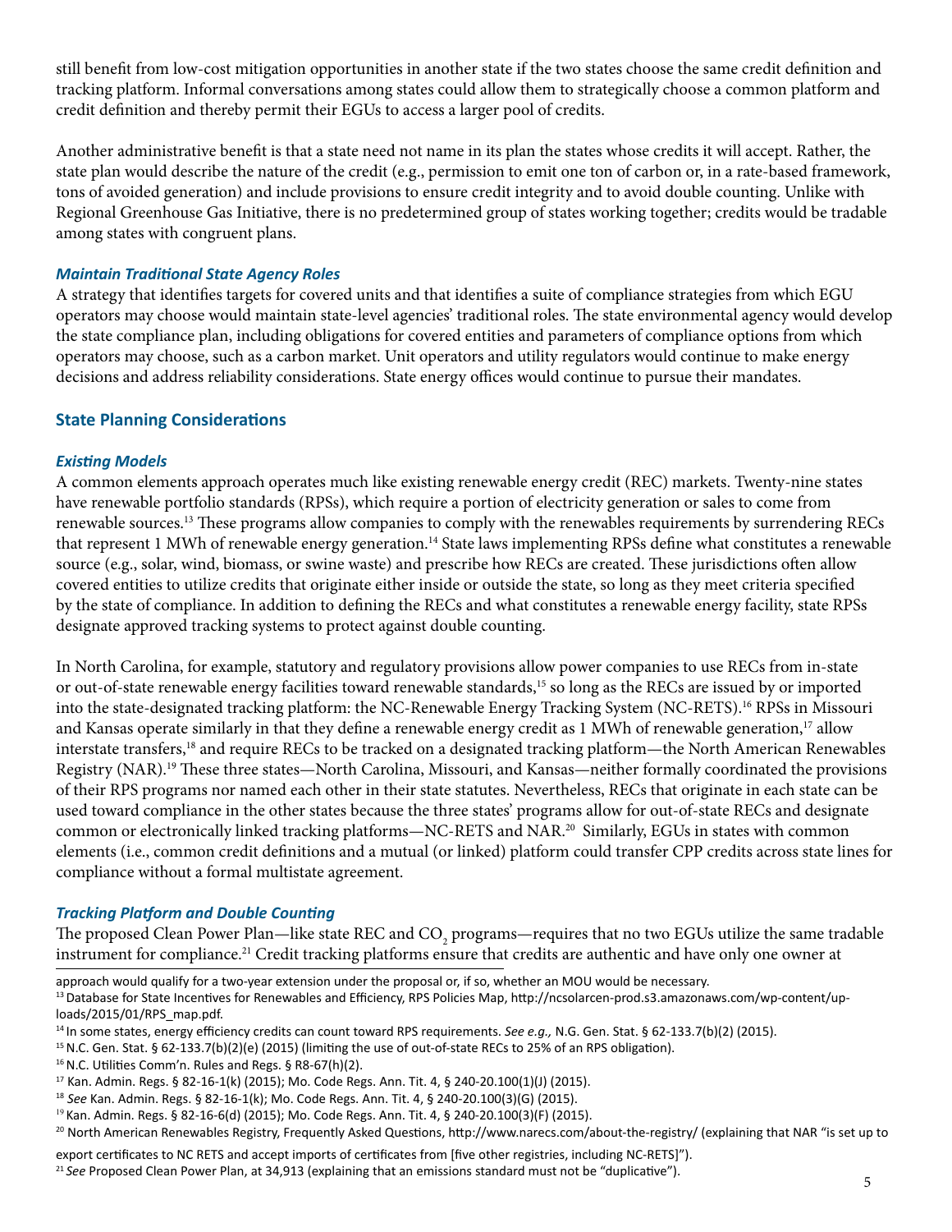still benefit from low-cost mitigation opportunities in another state if the two states choose the same credit definition and tracking platform. Informal conversations among states could allow them to strategically choose a common platform and credit definition and thereby permit their EGUs to access a larger pool of credits.

Another administrative benefit is that a state need not name in its plan the states whose credits it will accept. Rather, the state plan would describe the nature of the credit (e.g., permission to emit one ton of carbon or, in a rate-based framework, tons of avoided generation) and include provisions to ensure credit integrity and to avoid double counting. Unlike with Regional Greenhouse Gas Initiative, there is no predetermined group of states working together; credits would be tradable among states with congruent plans.

### *Maintain Traditional State Agency Roles*

A strategy that identifies targets for covered units and that identifies a suite of compliance strategies from which EGU operators may choose would maintain state-level agencies' traditional roles. The state environmental agency would develop the state compliance plan, including obligations for covered entities and parameters of compliance options from which operators may choose, such as a carbon market. Unit operators and utility regulators would continue to make energy decisions and address reliability considerations. State energy offices would continue to pursue their mandates.

## State Planning Considerations

### *Existing Models*

A common elements approach operates much like existing renewable energy credit (REC) markets. Twenty-nine states have renewable portfolio standards (RPSs), which require a portion of electricity generation or sales to come from renewable sources.[13] These programs allow companies to comply with the renewables requirements by surrendering RECs that represent 1 MWh of renewable energy generation.[14] State laws implementing RPSs define what constitutes a renewable source (e.g., solar, wind, biomass, or swine waste) and prescribe how RECs are created. These jurisdictions often allow covered entities to utilize credits that originate either inside or outside the state, so long as they meet criteria specified by the state of compliance. In addition to defining the RECs and what constitutes a renewable energy facility, state RPSs designate approved tracking systems to protect against double counting.

In North Carolina, for example, statutory and regulatory provisions allow power companies to use RECs from in-state or out-of-state renewable energy facilities toward renewable standards,[15] so long as the RECs are issued by or imported into the state-designated tracking platform: the NC-Renewable Energy Tracking System (NC-RETS).[16] RPSs in Missouri and Kansas operate similarly in that they define a renewable energy credit as 1 MWh of renewable generation,[17] allow interstate transfers,[18] and require RECs to be tracked on a designated tracking platform—the North American Renewables Registry (NAR).[19] These three states—North Carolina, Missouri, and Kansas—neither formally coordinated the provisions of their RPS programs nor named each other in their state statutes. Nevertheless, RECs that originate in each state can be used toward compliance in the other states because the three states' programs allow for out-of-state RECs and designate common or electronically linked tracking platforms—NC-RETS and NAR.[20] Similarly, EGUs in states with common elements (i.e., common credit definitions and a mutual (or linked) platform could transfer CPP credits across state lines for compliance without a formal multistate agreement.

### *Tracking Platform and Double Counting*

The proposed Clean Power Plan—like state REC and $CO_2$ programs—requires that no two EGUs utilize the same tradable instrument for compliance.[21] Credit tracking platforms ensure that credits are authentic and have only one owner at

---

approach would qualify for a two-year extension under the proposal or, if so, whether an MOU would be necessary.

[13] Database for State Incentives for Renewables and Efficiency, RPS Policies Map, http://ncsolarcen-prod.s3.amazonaws.com/wp-content/uploads/2015/01/RPS_map.pdf.

[14] In some states, energy efficiency credits can count toward RPS requirements. *See e.g.,* N.G. Gen. Stat. § 62-133.7(b)(2) (2015).

[15] N.C. Gen. Stat. § 62-133.7(b)(2)(e) (2015) (limiting the use of out-of-state RECs to 25% of an RPS obligation).

[16] N.C. Utilities Comm'n. Rules and Regs. § R8-67(h)(2).

[17] Kan. Admin. Regs. § 82-16-1(k) (2015); Mo. Code Regs. Ann. Tit. 4, § 240-20.100(1)(J) (2015).

[18] *See* Kan. Admin. Regs. § 82-16-1(k); Mo. Code Regs. Ann. Tit. 4, § 240-20.100(3)(G) (2015).

[19] Kan. Admin. Regs. § 82-16-6(d) (2015); Mo. Code Regs. Ann. Tit. 4, § 240-20.100(3)(F) (2015).

[20] North American Renewables Registry, Frequently Asked Questions, http://www.narecs.com/about-the-registry/ (explaining that NAR "is set up to export certificates to NC RETS and accept imports of certificates from [five other registries, including NC-RETS]").

[21] *See* Proposed Clean Power Plan, at 34,913 (explaining that an emissions standard must not be "duplicative").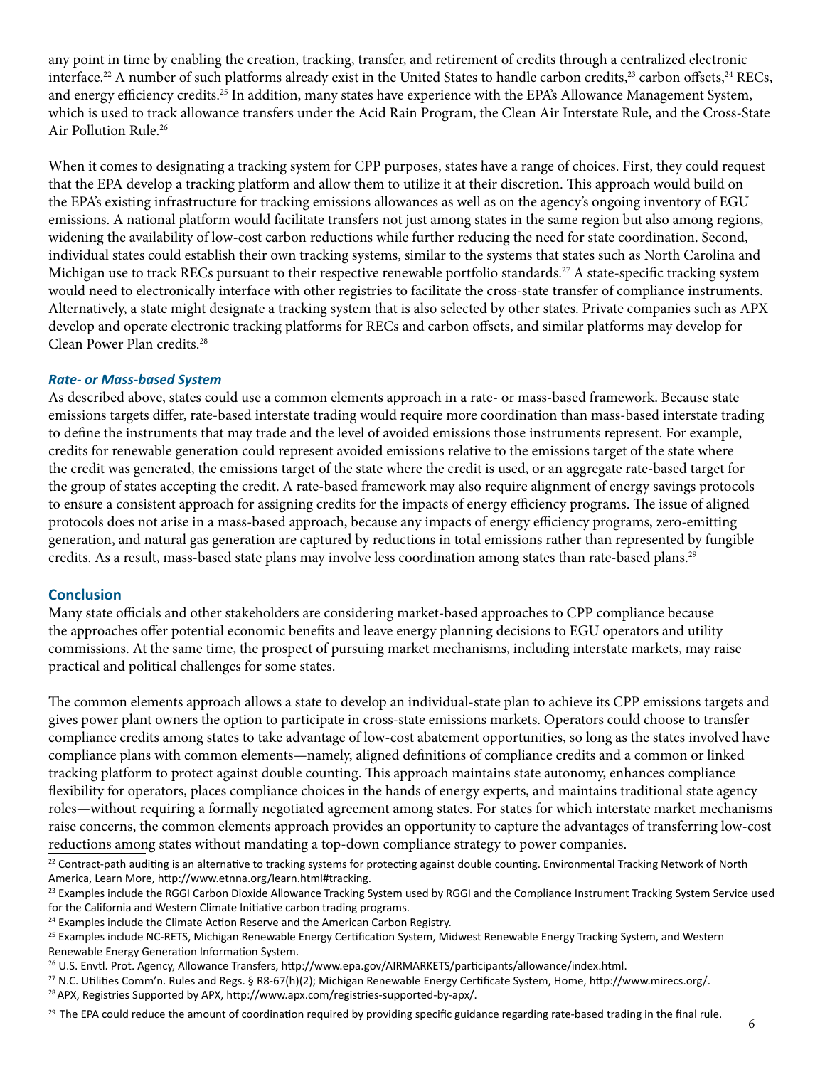any point in time by enabling the creation, tracking, transfer, and retirement of credits through a centralized electronic interface.[22] A number of such platforms already exist in the United States to handle carbon credits,[23] carbon offsets,[24] RECs, and energy efficiency credits.[25] In addition, many states have experience with the EPA's Allowance Management System, which is used to track allowance transfers under the Acid Rain Program, the Clean Air Interstate Rule, and the Cross-State Air Pollution Rule.[26]

When it comes to designating a tracking system for CPP purposes, states have a range of choices. First, they could request that the EPA develop a tracking platform and allow them to utilize it at their discretion. This approach would build on the EPA's existing infrastructure for tracking emissions allowances as well as on the agency's ongoing inventory of EGU emissions. A national platform would facilitate transfers not just among states in the same region but also among regions, widening the availability of low-cost carbon reductions while further reducing the need for state coordination. Second, individual states could establish their own tracking systems, similar to the systems that states such as North Carolina and Michigan use to track RECs pursuant to their respective renewable portfolio standards.[27] A state-specific tracking system would need to electronically interface with other registries to facilitate the cross-state transfer of compliance instruments. Alternatively, a state might designate a tracking system that is also selected by other states. Private companies such as APX develop and operate electronic tracking platforms for RECs and carbon offsets, and similar platforms may develop for Clean Power Plan credits.[28]

### *Rate- or Mass-based System*

As described above, states could use a common elements approach in a rate- or mass-based framework. Because state emissions targets differ, rate-based interstate trading would require more coordination than mass-based interstate trading to define the instruments that may trade and the level of avoided emissions those instruments represent. For example, credits for renewable generation could represent avoided emissions relative to the emissions target of the state where the credit was generated, the emissions target of the state where the credit is used, or an aggregate rate-based target for the group of states accepting the credit. A rate-based framework may also require alignment of energy savings protocols to ensure a consistent approach for assigning credits for the impacts of energy efficiency programs. The issue of aligned protocols does not arise in a mass-based approach, because any impacts of energy efficiency programs, zero-emitting generation, and natural gas generation are captured by reductions in total emissions rather than represented by fungible credits. As a result, mass-based state plans may involve less coordination among states than rate-based plans.[29]

## Conclusion

Many state officials and other stakeholders are considering market-based approaches to CPP compliance because the approaches offer potential economic benefits and leave energy planning decisions to EGU operators and utility commissions. At the same time, the prospect of pursuing market mechanisms, including interstate markets, may raise practical and political challenges for some states.

The common elements approach allows a state to develop an individual-state plan to achieve its CPP emissions targets and gives power plant owners the option to participate in cross-state emissions markets. Operators could choose to transfer compliance credits among states to take advantage of low-cost abatement opportunities, so long as the states involved have compliance plans with common elements—namely, aligned definitions of compliance credits and a common or linked tracking platform to protect against double counting. This approach maintains state autonomy, enhances compliance flexibility for operators, places compliance choices in the hands of energy experts, and maintains traditional state agency roles—without requiring a formally negotiated agreement among states. For states for which interstate market mechanisms raise concerns, the common elements approach provides an opportunity to capture the advantages of transferring low-cost reductions among states without mandating a top-down compliance strategy to power companies.

[22] Contract-path auditing is an alternative to tracking systems for protecting against double counting. Environmental Tracking Network of North America, Learn More, http://www.etnna.org/learn.html#tracking.

[23] Examples include the RGGI Carbon Dioxide Allowance Tracking System used by RGGI and the Compliance Instrument Tracking System Service used for the California and Western Climate Initiative carbon trading programs.

[24] Examples include the Climate Action Reserve and the American Carbon Registry.

[25] Examples include NC-RETS, Michigan Renewable Energy Certification System, Midwest Renewable Energy Tracking System, and Western Renewable Energy Generation Information System.

[26] U.S. Envtl. Prot. Agency, Allowance Transfers, http://www.epa.gov/AIRMARKETS/participants/allowance/index.html.

[27] N.C. Utilities Comm'n. Rules and Regs. § R8-67(h)(2); Michigan Renewable Energy Certificate System, Home, http://www.mirecs.org/.

[28] APX, Registries Supported by APX, http://www.apx.com/registries-supported-by-apx/.

[29] The EPA could reduce the amount of coordination required by providing specific guidance regarding rate-based trading in the final rule.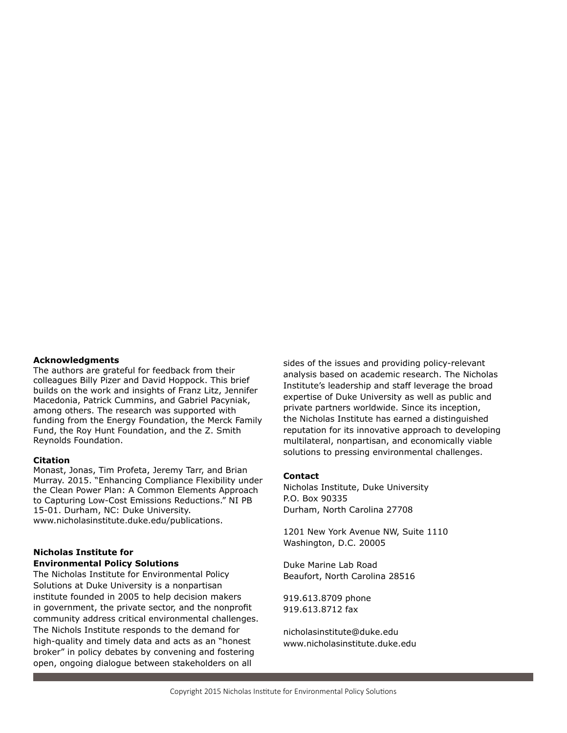**Acknowledgments**
The authors are grateful for feedback from their colleagues Billy Pizer and David Hoppock. This brief builds on the work and insights of Franz Litz, Jennifer Macedonia, Patrick Cummins, and Gabriel Pacyniak, among others. The research was supported with funding from the Energy Foundation, the Merck Family Fund, the Roy Hunt Foundation, and the Z. Smith Reynolds Foundation.

**Citation**
Monast, Jonas, Tim Profeta, Jeremy Tarr, and Brian Murray. 2015. "Enhancing Compliance Flexibility under the Clean Power Plan: A Common Elements Approach to Capturing Low-Cost Emissions Reductions." NI PB 15-01. Durham, NC: Duke University. www.nicholasinstitute.duke.edu/publications.

**Nicholas Institute for Environmental Policy Solutions**
The Nicholas Institute for Environmental Policy Solutions at Duke University is a nonpartisan institute founded in 2005 to help decision makers in government, the private sector, and the nonprofit community address critical environmental challenges. The Nichols Institute responds to the demand for high-quality and timely data and acts as an "honest broker" in policy debates by convening and fostering open, ongoing dialogue between stakeholders on all sides of the issues and providing policy-relevant analysis based on academic research. The Nicholas Institute's leadership and staff leverage the broad expertise of Duke University as well as public and private partners worldwide. Since its inception, the Nicholas Institute has earned a distinguished reputation for its innovative approach to developing multilateral, nonpartisan, and economically viable solutions to pressing environmental challenges.

**Contact**
Nicholas Institute, Duke University
P.O. Box 90335
Durham, North Carolina 27708

1201 New York Avenue NW, Suite 1110
Washington, D.C. 20005

Duke Marine Lab Road
Beaufort, North Carolina 28516

919.613.8709 phone
919.613.8712 fax

nicholasinstitute@duke.edu
www.nicholasinstitute.duke.edu

Copyright 2015 Nicholas Institute for Environmental Policy Solutions